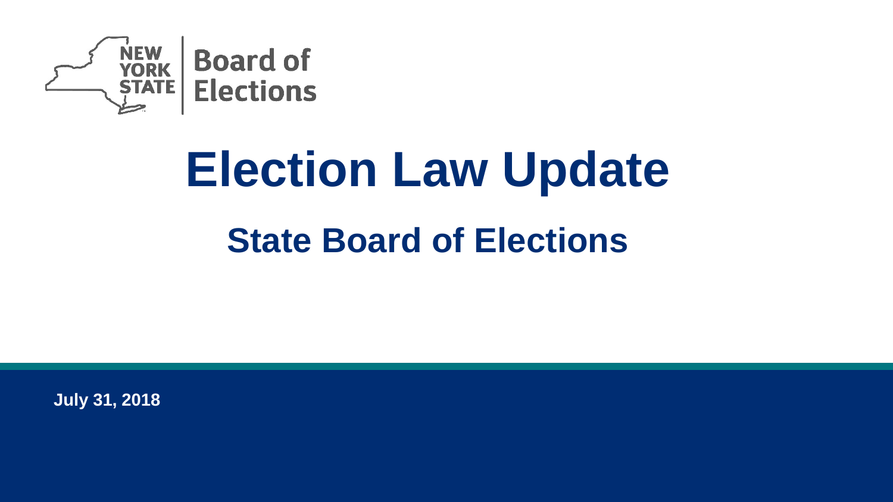NEW YORK STATE | Board of Elections

# Election Law Update

## State Board of Elections

**July 31, 2018**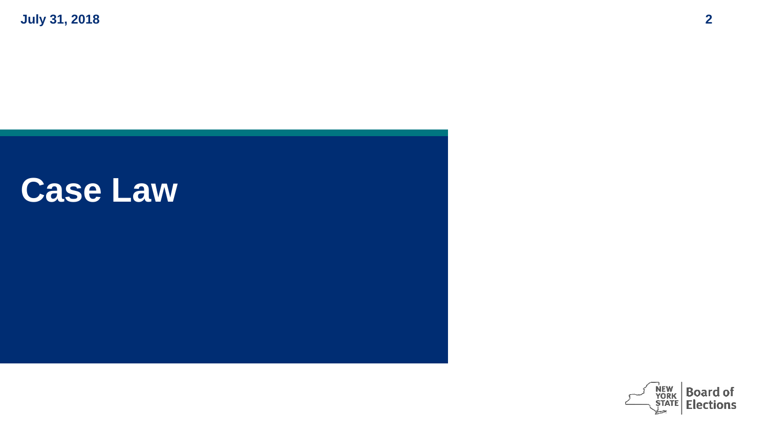# Case Law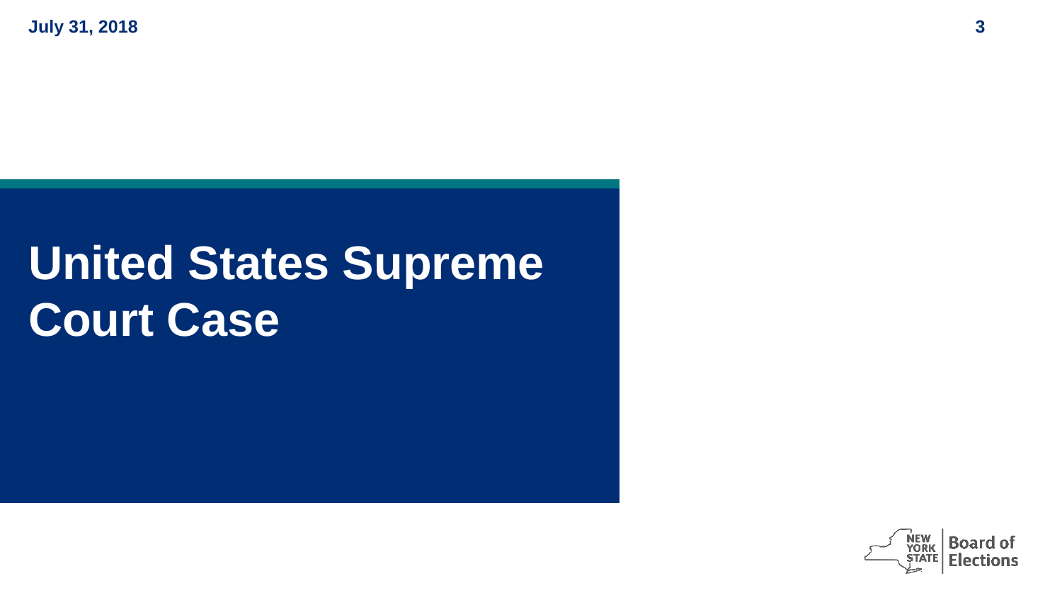# United States Supreme Court Case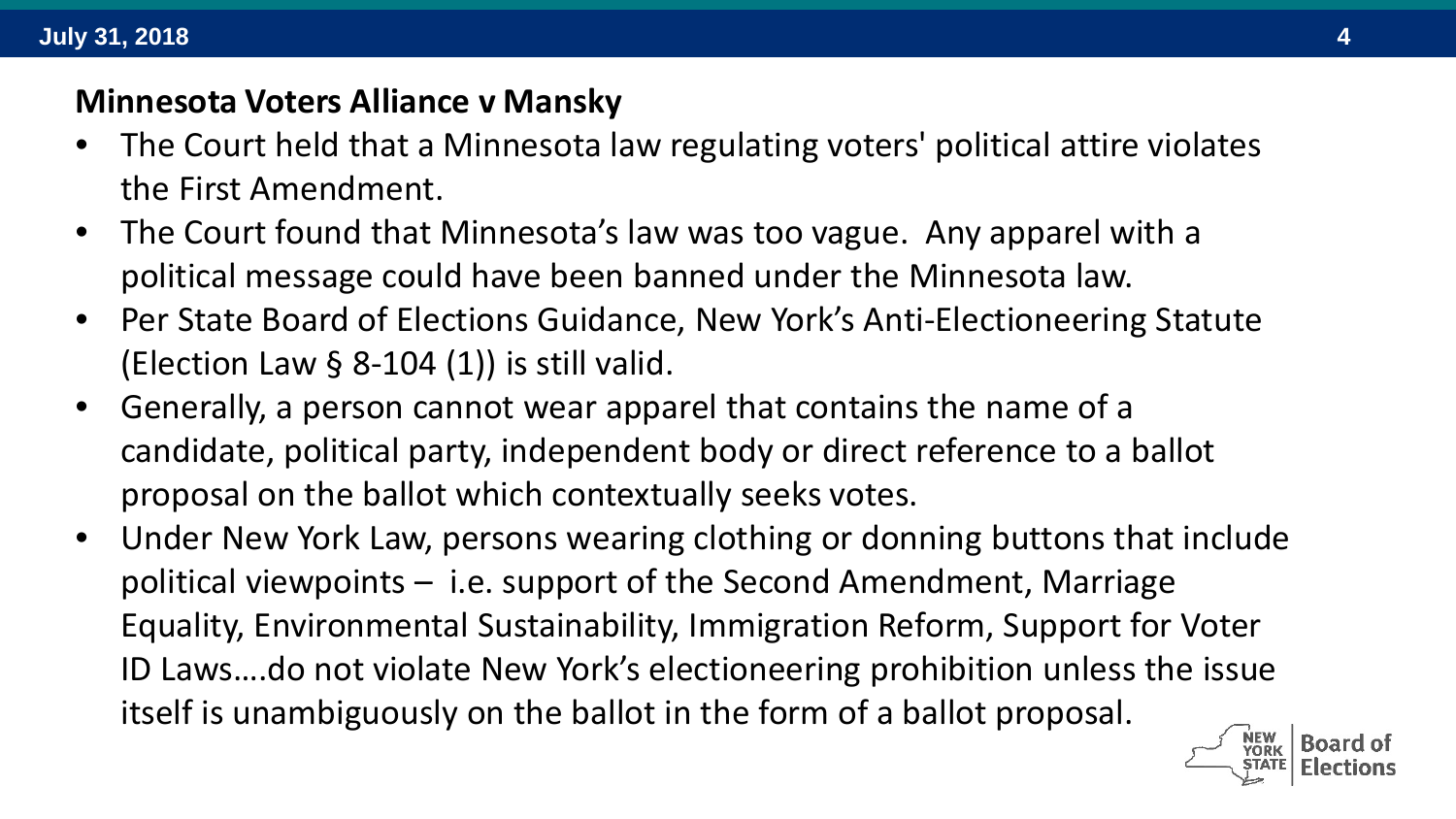**Minnesota Voters Alliance v Mansky**

- The Court held that a Minnesota law regulating voters' political attire violates the First Amendment.
- The Court found that Minnesota's law was too vague. Any apparel with a political message could have been banned under the Minnesota law.
- Per State Board of Elections Guidance, New York's Anti-Electioneering Statute (Election Law § 8-104 (1)) is still valid.
- Generally, a person cannot wear apparel that contains the name of a candidate, political party, independent body or direct reference to a ballot proposal on the ballot which contextually seeks votes.
- Under New York Law, persons wearing clothing or donning buttons that include political viewpoints – i.e. support of the Second Amendment, Marriage Equality, Environmental Sustainability, Immigration Reform, Support for Voter ID Laws….do not violate New York's electioneering prohibition unless the issue itself is unambiguously on the ballot in the form of a ballot proposal.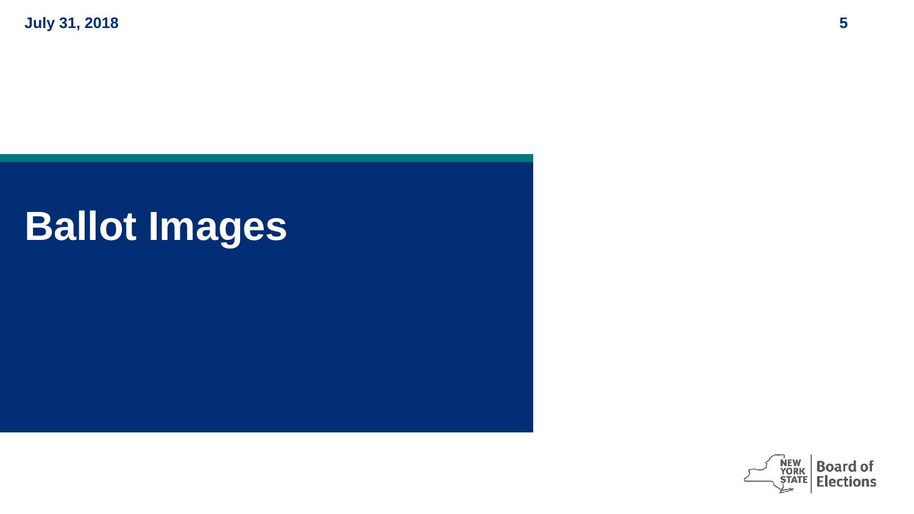# Ballot Images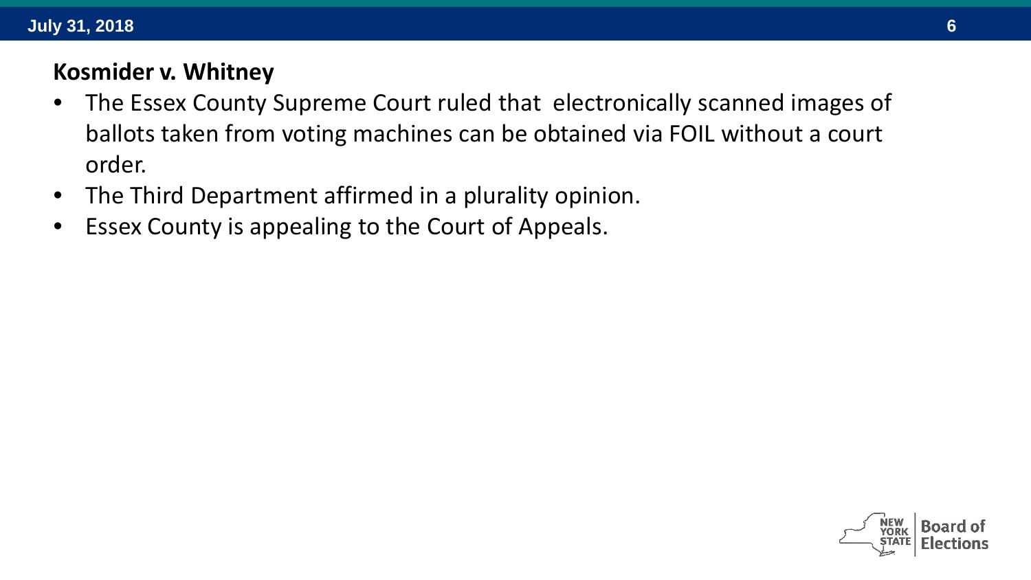## Kosmider v. Whitney

- The Essex County Supreme Court ruled that electronically scanned images of ballots taken from voting machines can be obtained via FOIL without a court order.
- The Third Department affirmed in a plurality opinion.
- Essex County is appealing to the Court of Appeals.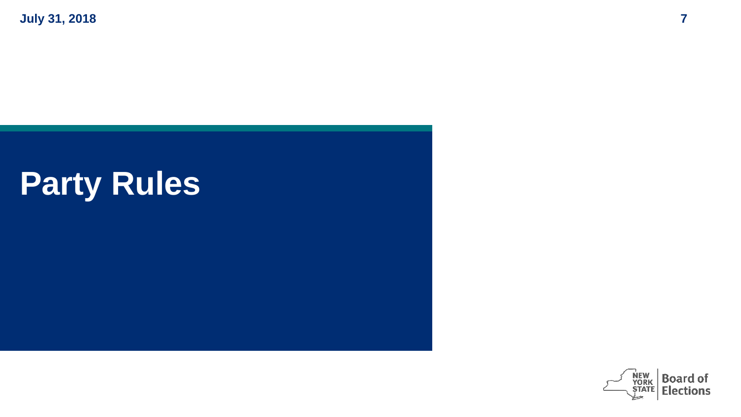# Party Rules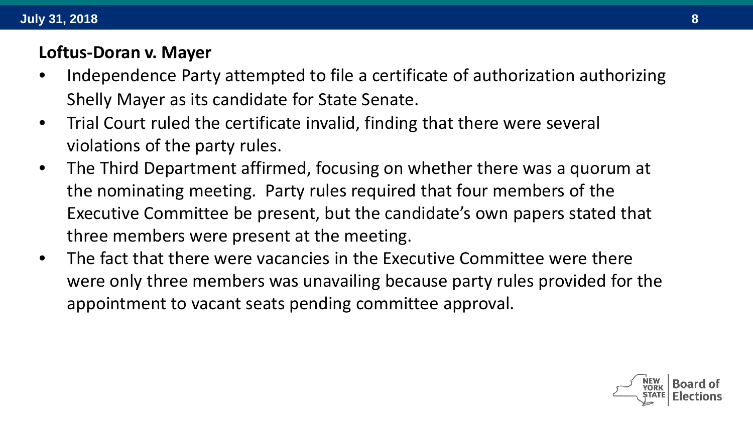## Loftus-Doran v. Mayer

- Independence Party attempted to file a certificate of authorization authorizing Shelly Mayer as its candidate for State Senate.
- Trial Court ruled the certificate invalid, finding that there were several violations of the party rules.
- The Third Department affirmed, focusing on whether there was a quorum at the nominating meeting. Party rules required that four members of the Executive Committee be present, but the candidate's own papers stated that three members were present at the meeting.
- The fact that there were vacancies in the Executive Committee were there were only three members was unavailing because party rules provided for the appointment to vacant seats pending committee approval.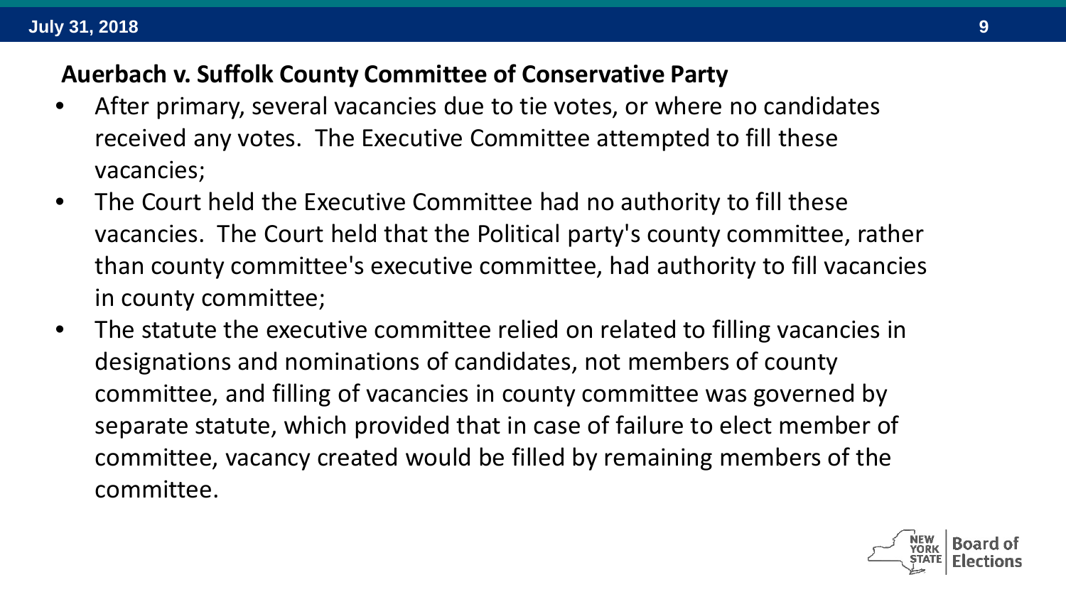## Auerbach v. Suffolk County Committee of Conservative Party

- After primary, several vacancies due to tie votes, or where no candidates received any votes. The Executive Committee attempted to fill these vacancies;
- The Court held the Executive Committee had no authority to fill these vacancies. The Court held that the Political party's county committee, rather than county committee's executive committee, had authority to fill vacancies in county committee;
- The statute the executive committee relied on related to filling vacancies in designations and nominations of candidates, not members of county committee, and filling of vacancies in county committee was governed by separate statute, which provided that in case of failure to elect member of committee, vacancy created would be filled by remaining members of the committee.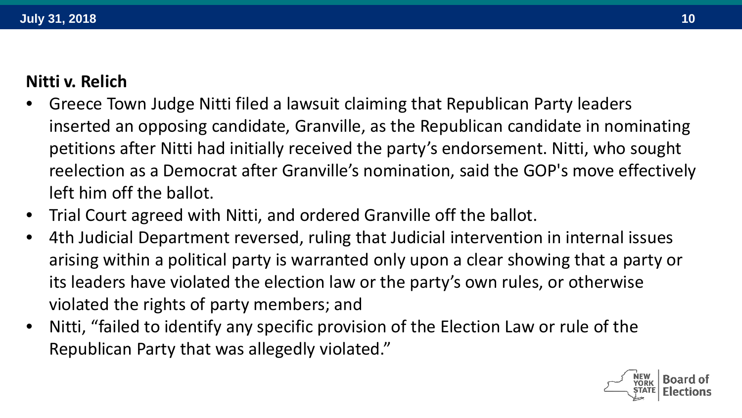**Nitti v. Relich**

- Greece Town Judge Nitti filed a lawsuit claiming that Republican Party leaders inserted an opposing candidate, Granville, as the Republican candidate in nominating petitions after Nitti had initially received the party's endorsement. Nitti, who sought reelection as a Democrat after Granville's nomination, said the GOP's move effectively left him off the ballot.
- Trial Court agreed with Nitti, and ordered Granville off the ballot.
- 4th Judicial Department reversed, ruling that Judicial intervention in internal issues arising within a political party is warranted only upon a clear showing that a party or its leaders have violated the election law or the party's own rules, or otherwise violated the rights of party members; and
- Nitti, "failed to identify any specific provision of the Election Law or rule of the Republican Party that was allegedly violated."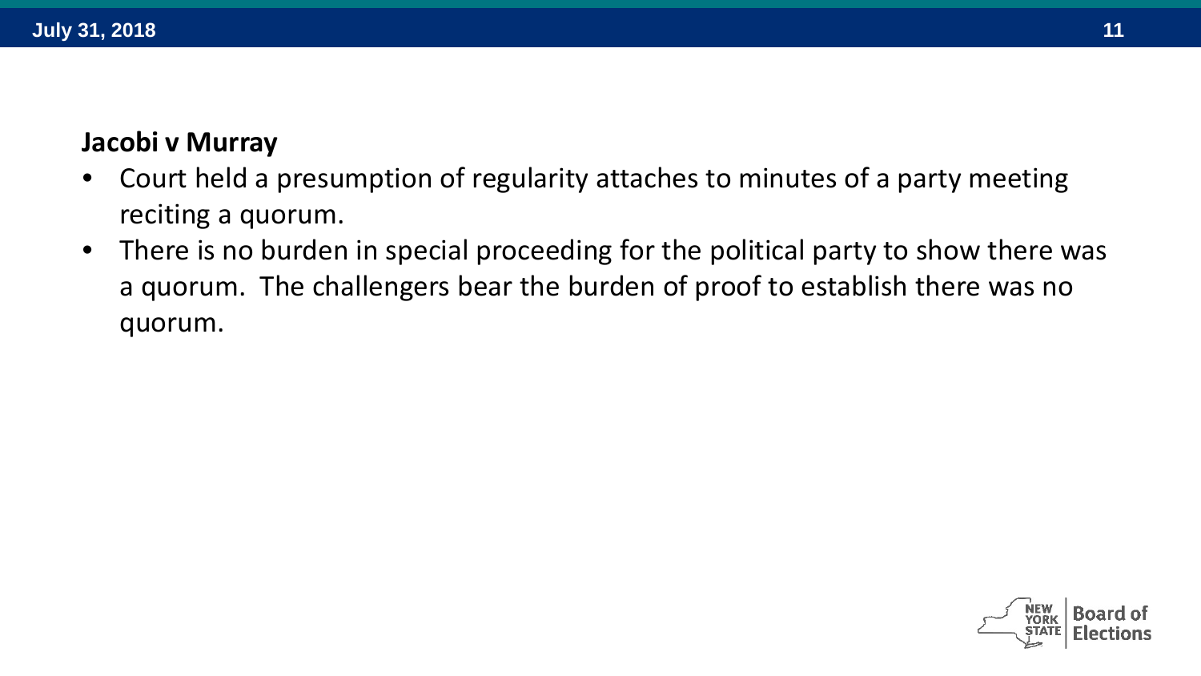**Jacobi v Murray**

- Court held a presumption of regularity attaches to minutes of a party meeting reciting a quorum.
- There is no burden in special proceeding for the political party to show there was a quorum. The challengers bear the burden of proof to establish there was no quorum.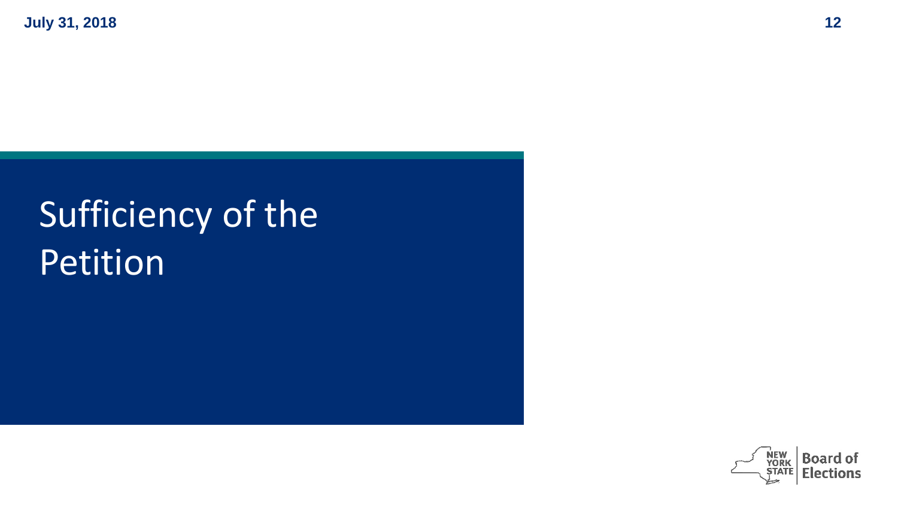# Sufficiency of the Petition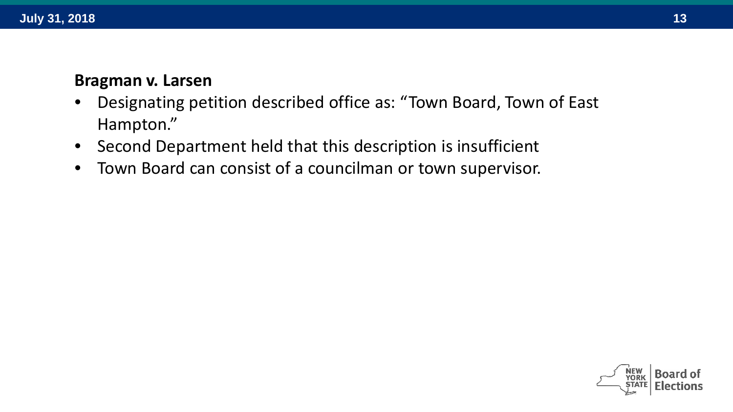**Bragman v. Larsen**

- Designating petition described office as: “Town Board, Town of East Hampton.”
- Second Department held that this description is insufficient
- Town Board can consist of a councilman or town supervisor.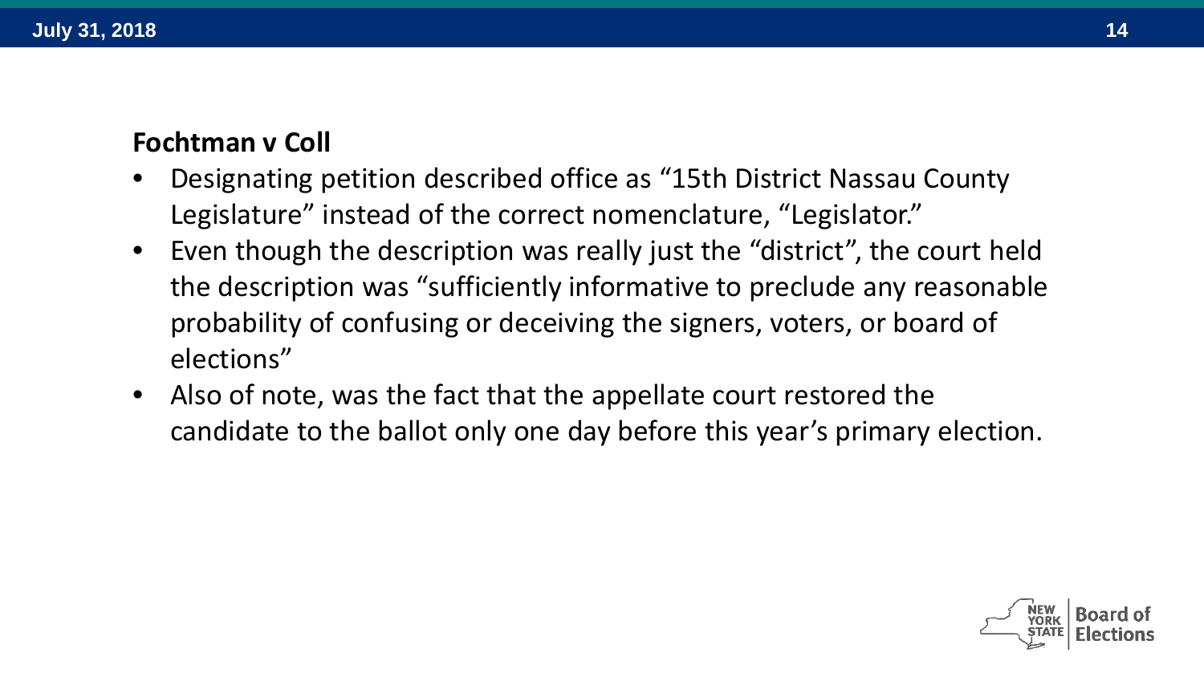**Fochtman v Coll**

- Designating petition described office as “15th District Nassau County Legislature” instead of the correct nomenclature, “Legislator.”
- Even though the description was really just the “district”, the court held the description was “sufficiently informative to preclude any reasonable probability of confusing or deceiving the signers, voters, or board of elections”
- Also of note, was the fact that the appellate court restored the candidate to the ballot only one day before this year’s primary election.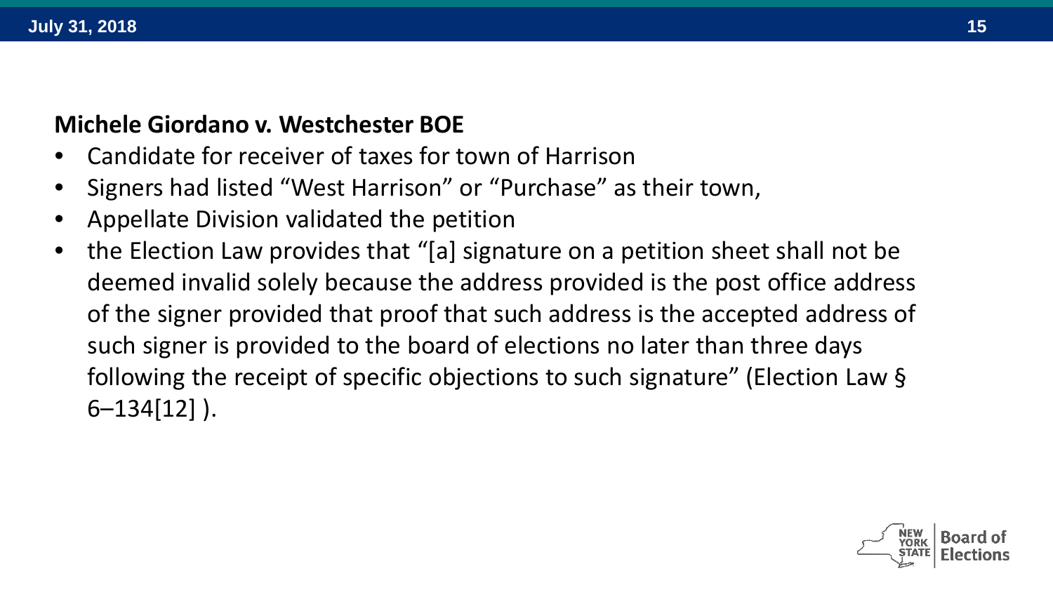**Michele Giordano v. Westchester BOE**

- Candidate for receiver of taxes for town of Harrison
- Signers had listed “West Harrison” or “Purchase” as their town,
- Appellate Division validated the petition
- the Election Law provides that “[a] signature on a petition sheet shall not be deemed invalid solely because the address provided is the post office address of the signer provided that proof that such address is the accepted address of such signer is provided to the board of elections no later than three days following the receipt of specific objections to such signature” (Election Law § 6–134[12] ).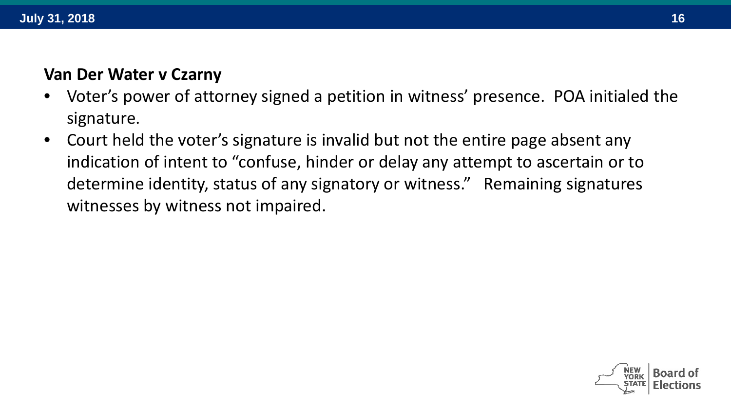**Van Der Water v Czarny**

- Voter's power of attorney signed a petition in witness' presence. POA initialed the signature.
- Court held the voter's signature is invalid but not the entire page absent any indication of intent to "confuse, hinder or delay any attempt to ascertain or to determine identity, status of any signatory or witness." Remaining signatures witnesses by witness not impaired.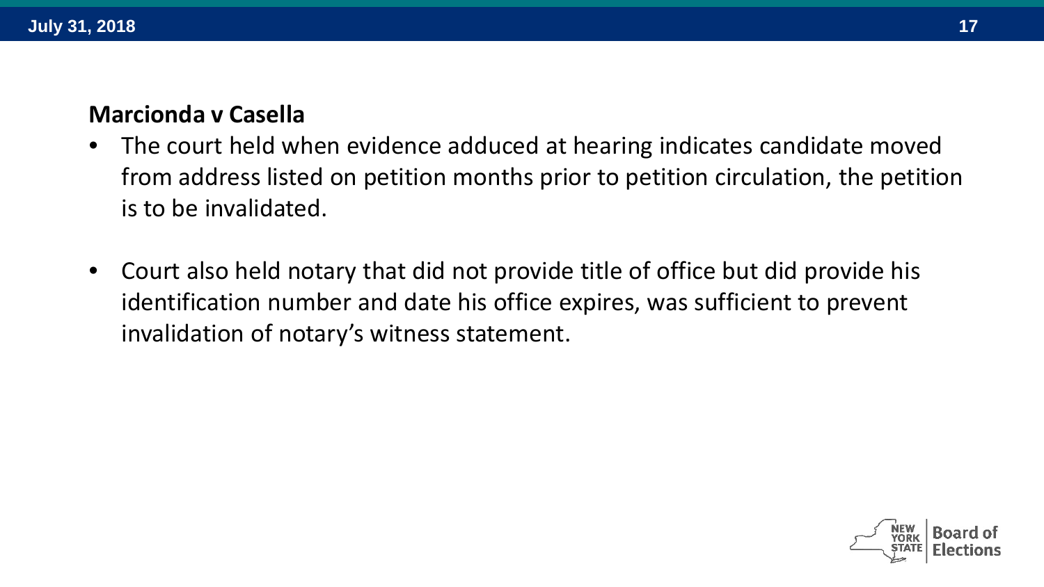**Marcionda v Casella**

- The court held when evidence adduced at hearing indicates candidate moved from address listed on petition months prior to petition circulation, the petition is to be invalidated.
- Court also held notary that did not provide title of office but did provide his identification number and date his office expires, was sufficient to prevent invalidation of notary's witness statement.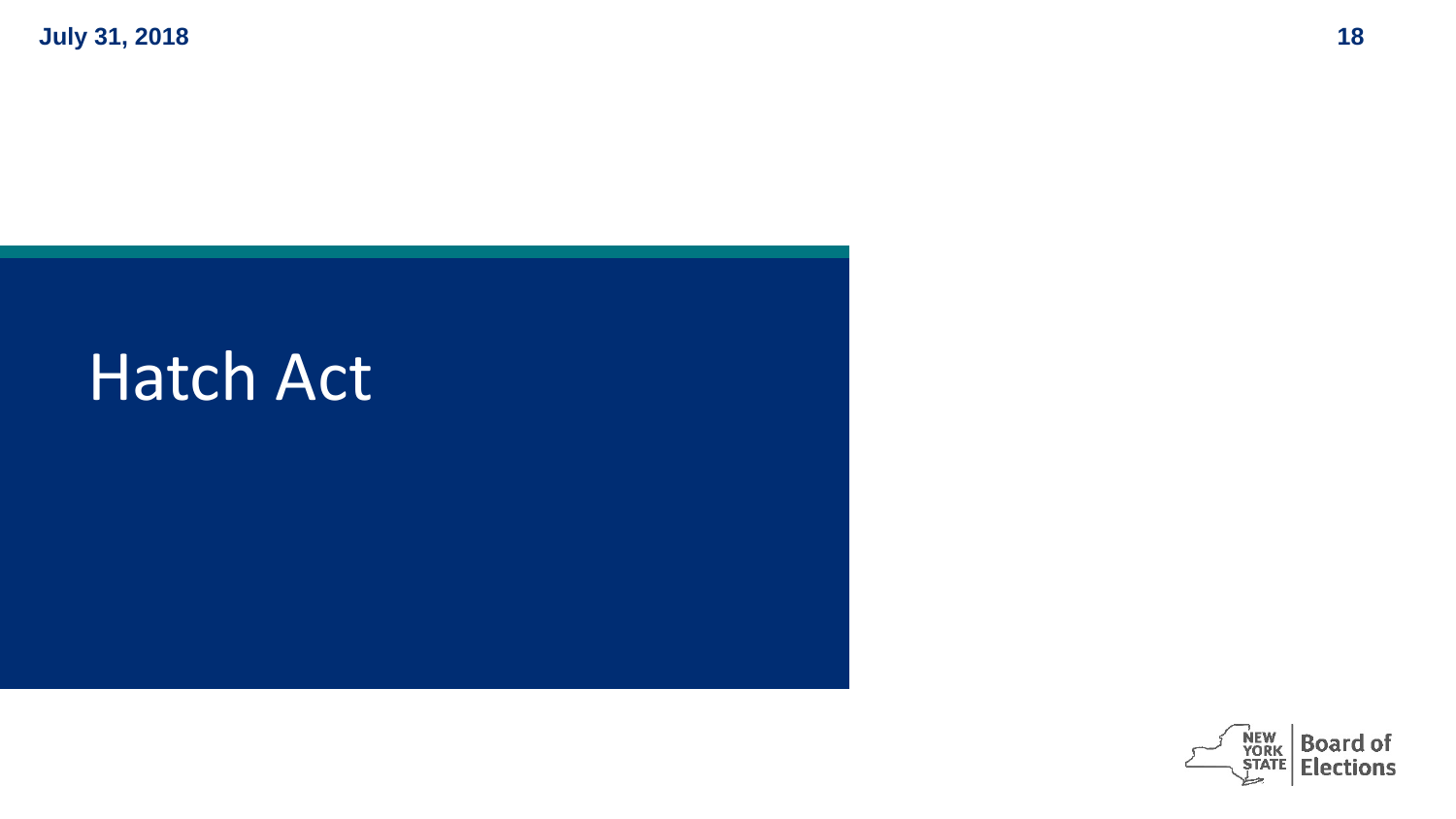# Hatch Act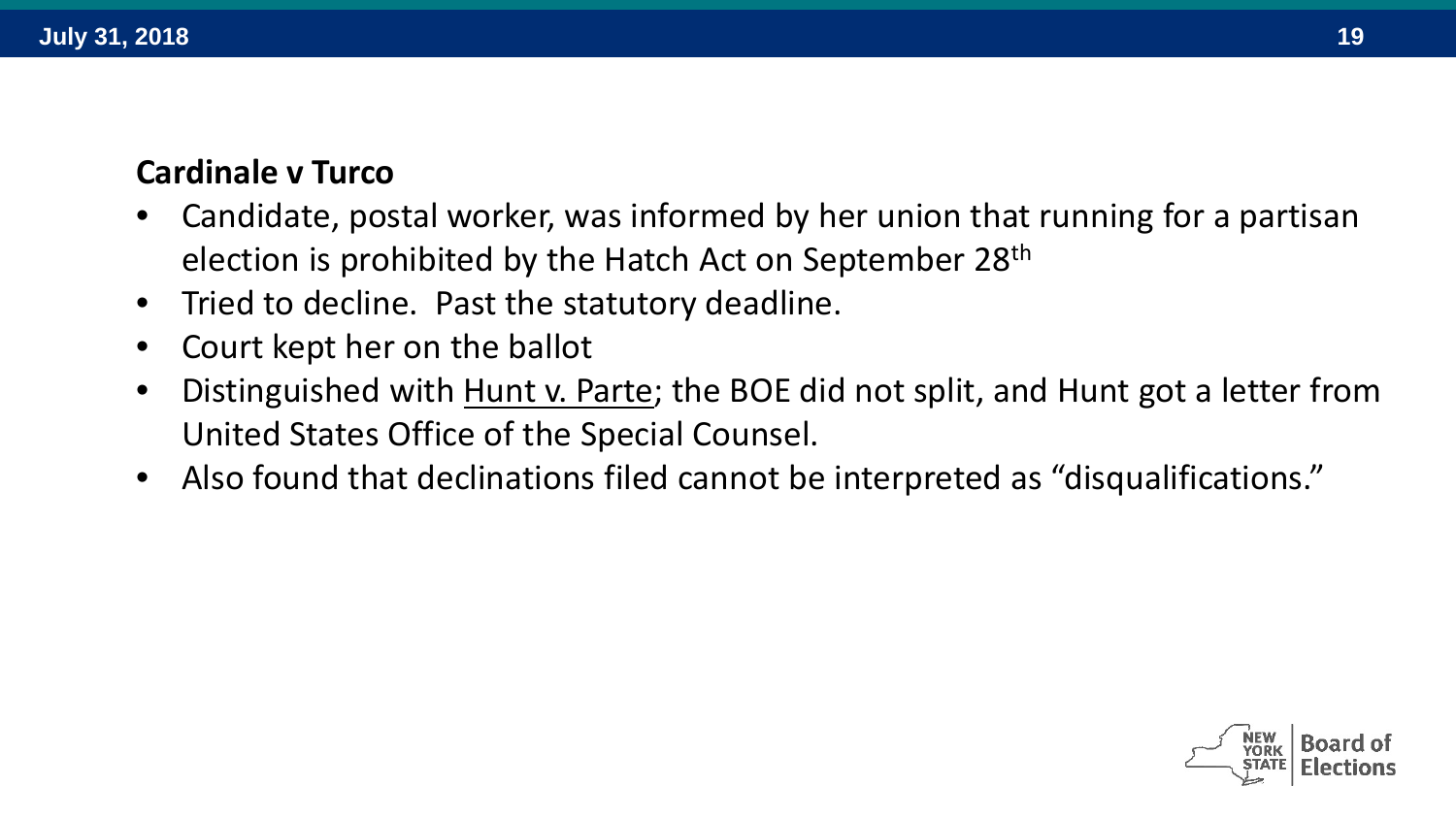**Cardinale v Turco**

- Candidate, postal worker, was informed by her union that running for a partisan election is prohibited by the Hatch Act on September 28th
- Tried to decline. Past the statutory deadline.
- Court kept her on the ballot
- Distinguished with Hunt v. Parte; the BOE did not split, and Hunt got a letter from United States Office of the Special Counsel.
- Also found that declinations filed cannot be interpreted as "disqualifications."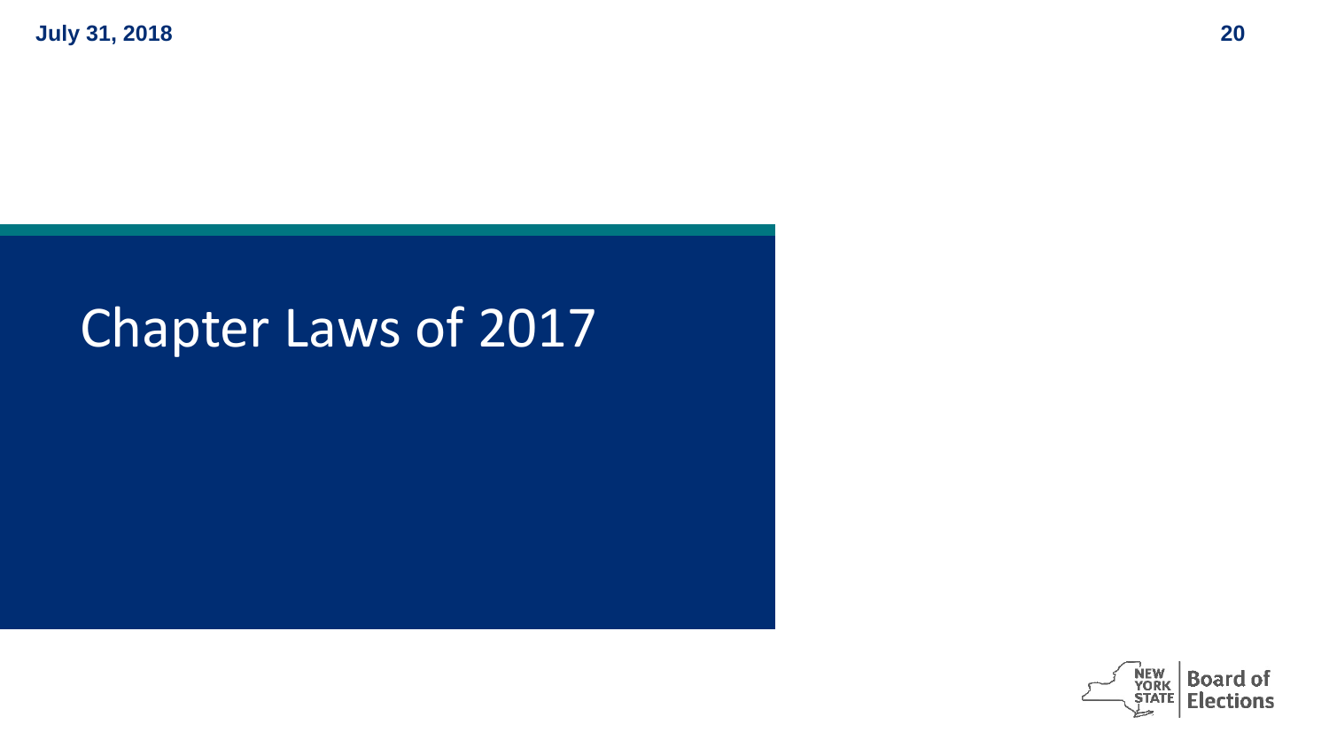# Chapter Laws of 2017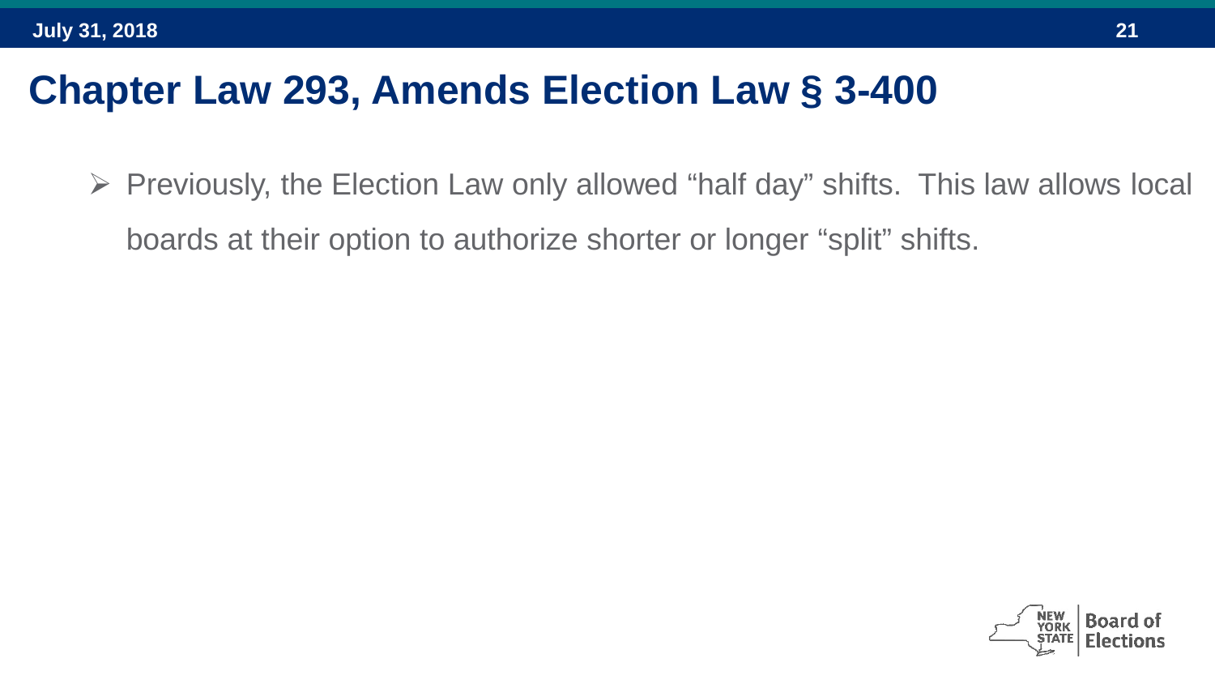# Chapter Law 293, Amends Election Law § 3-400

- Previously, the Election Law only allowed "half day" shifts. This law allows local boards at their option to authorize shorter or longer "split" shifts.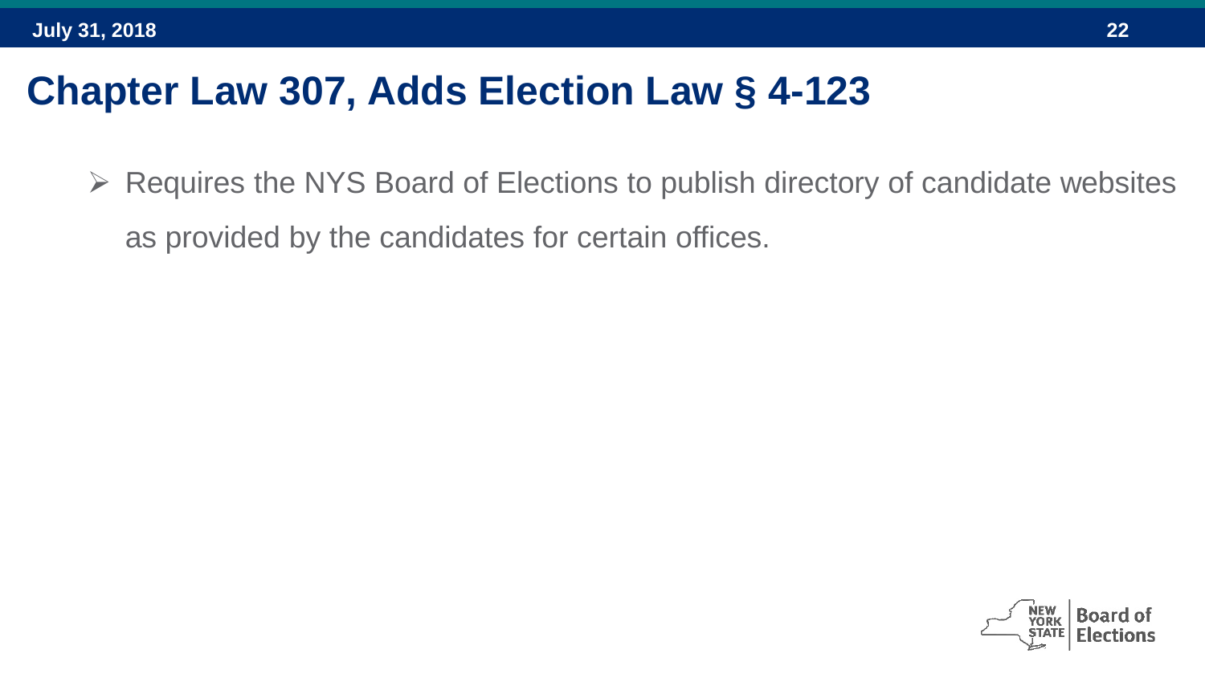# Chapter Law 307, Adds Election Law § 4-123

- Requires the NYS Board of Elections to publish directory of candidate websites as provided by the candidates for certain offices.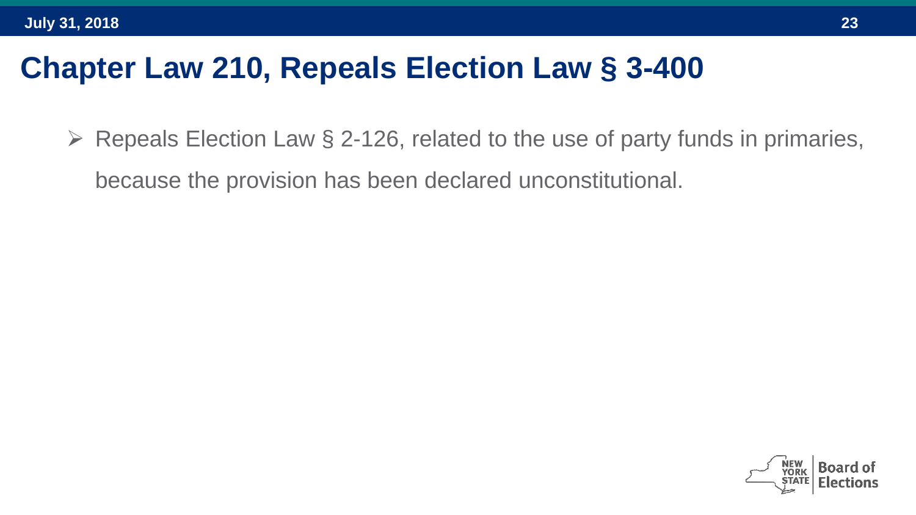# Chapter Law 210, Repeals Election Law § 3-400

- Repeals Election Law § 2-126, related to the use of party funds in primaries, because the provision has been declared unconstitutional.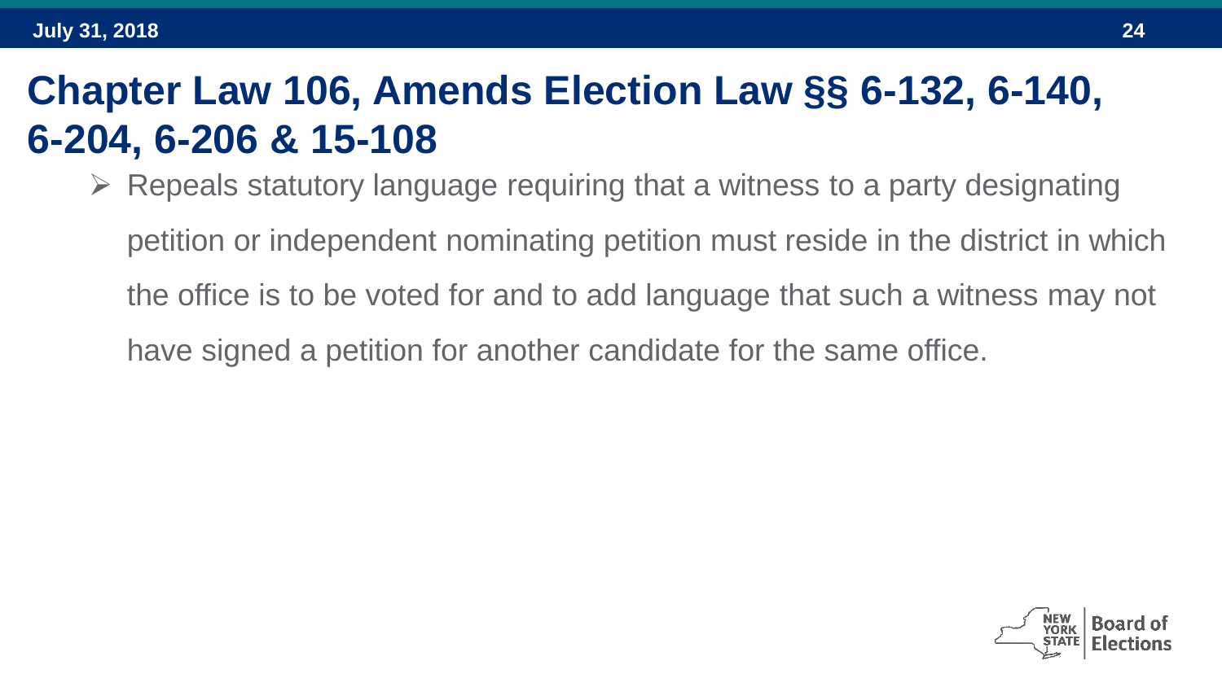# Chapter Law 106, Amends Election Law §§ 6-132, 6-140, 6-204, 6-206 & 15-108

- Repeals statutory language requiring that a witness to a party designating petition or independent nominating petition must reside in the district in which the office is to be voted for and to add language that such a witness may not have signed a petition for another candidate for the same office.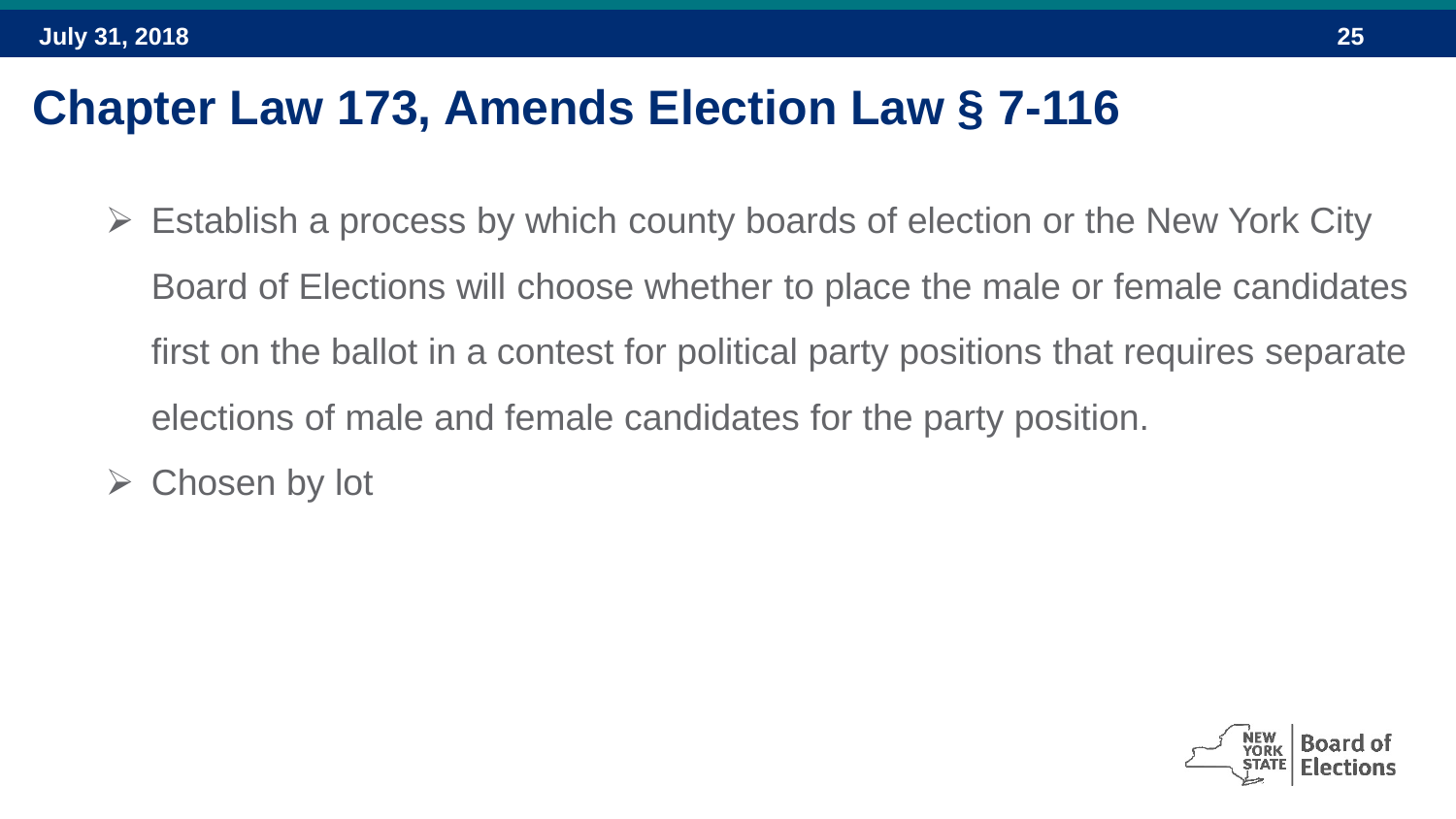# Chapter Law 173, Amends Election Law § 7-116

- Establish a process by which county boards of election or the New York City Board of Elections will choose whether to place the male or female candidates first on the ballot in a contest for political party positions that requires separate elections of male and female candidates for the party position.
- Chosen by lot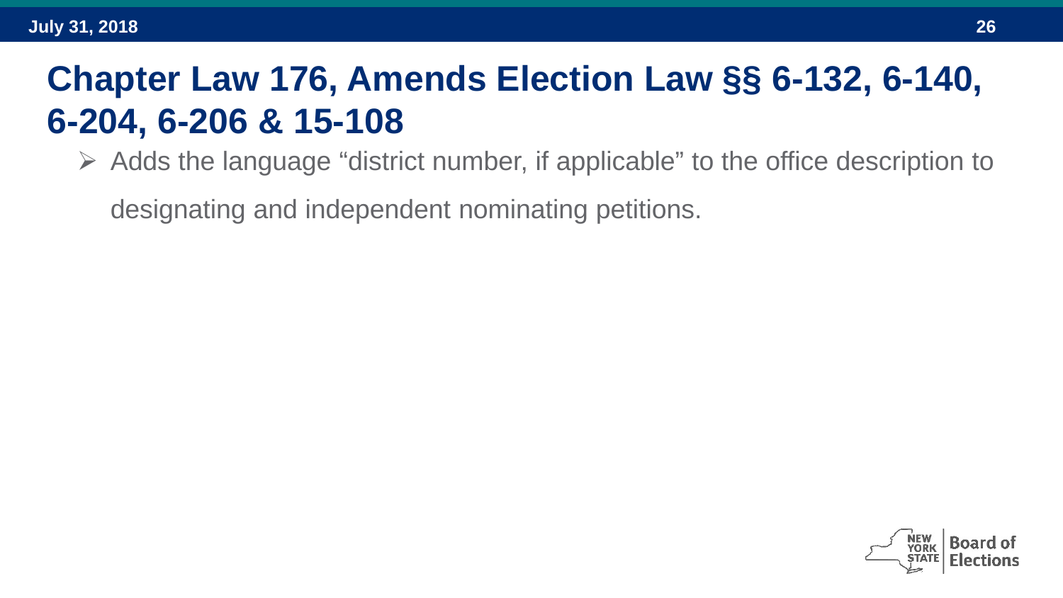# Chapter Law 176, Amends Election Law §§ 6-132, 6-140, 6-204, 6-206 & 15-108

- Adds the language "district number, if applicable" to the office description to designating and independent nominating petitions.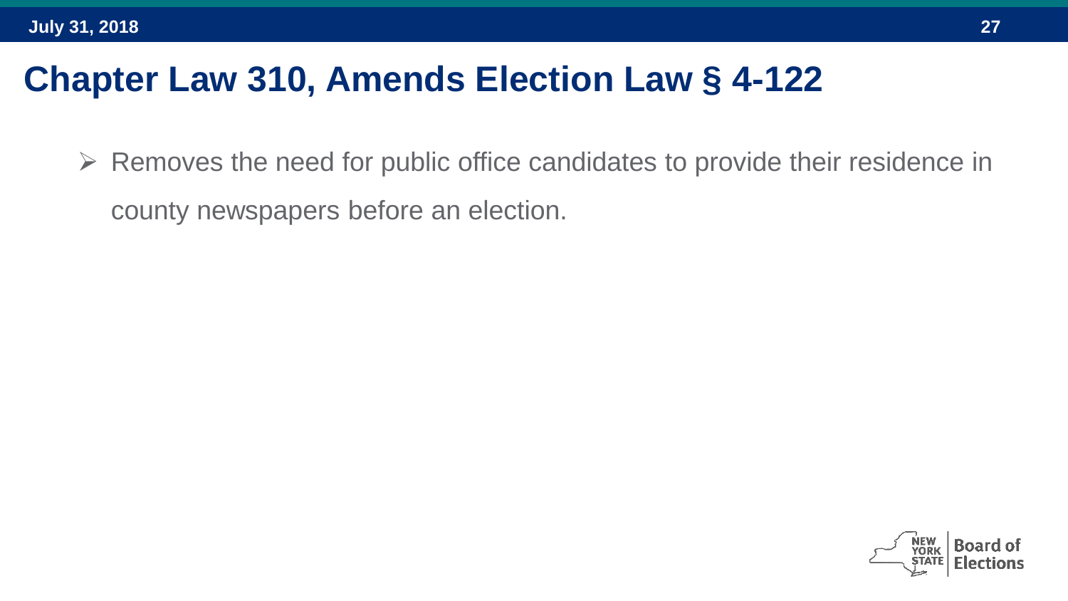# Chapter Law 310, Amends Election Law § 4-122

- Removes the need for public office candidates to provide their residence in county newspapers before an election.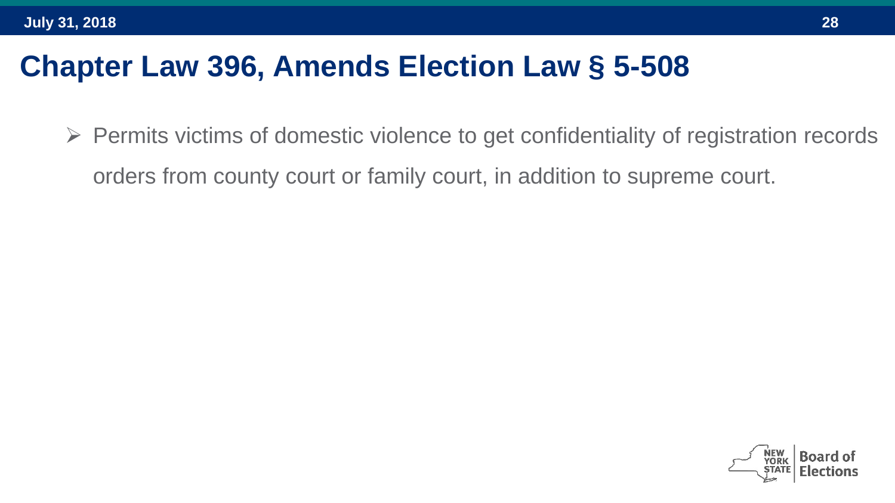# Chapter Law 396, Amends Election Law § 5-508

- Permits victims of domestic violence to get confidentiality of registration records orders from county court or family court, in addition to supreme court.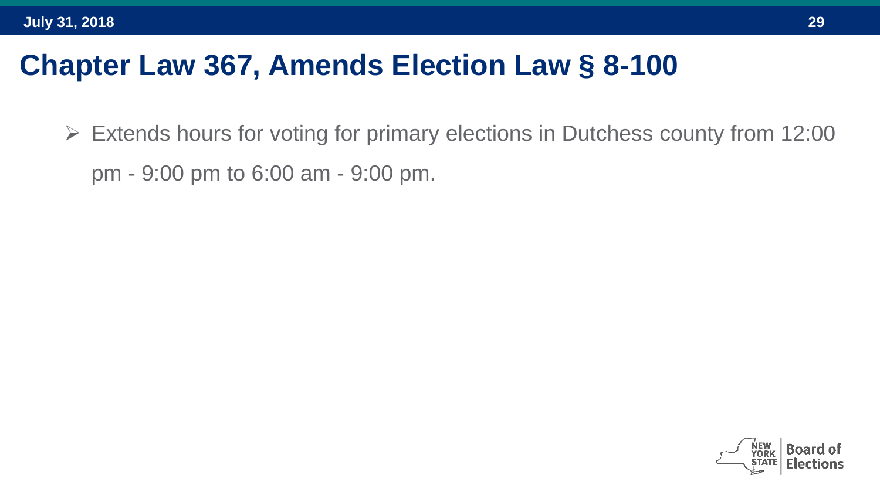# Chapter Law 367, Amends Election Law § 8-100

- Extends hours for voting for primary elections in Dutchess county from 12:00 pm - 9:00 pm to 6:00 am - 9:00 pm.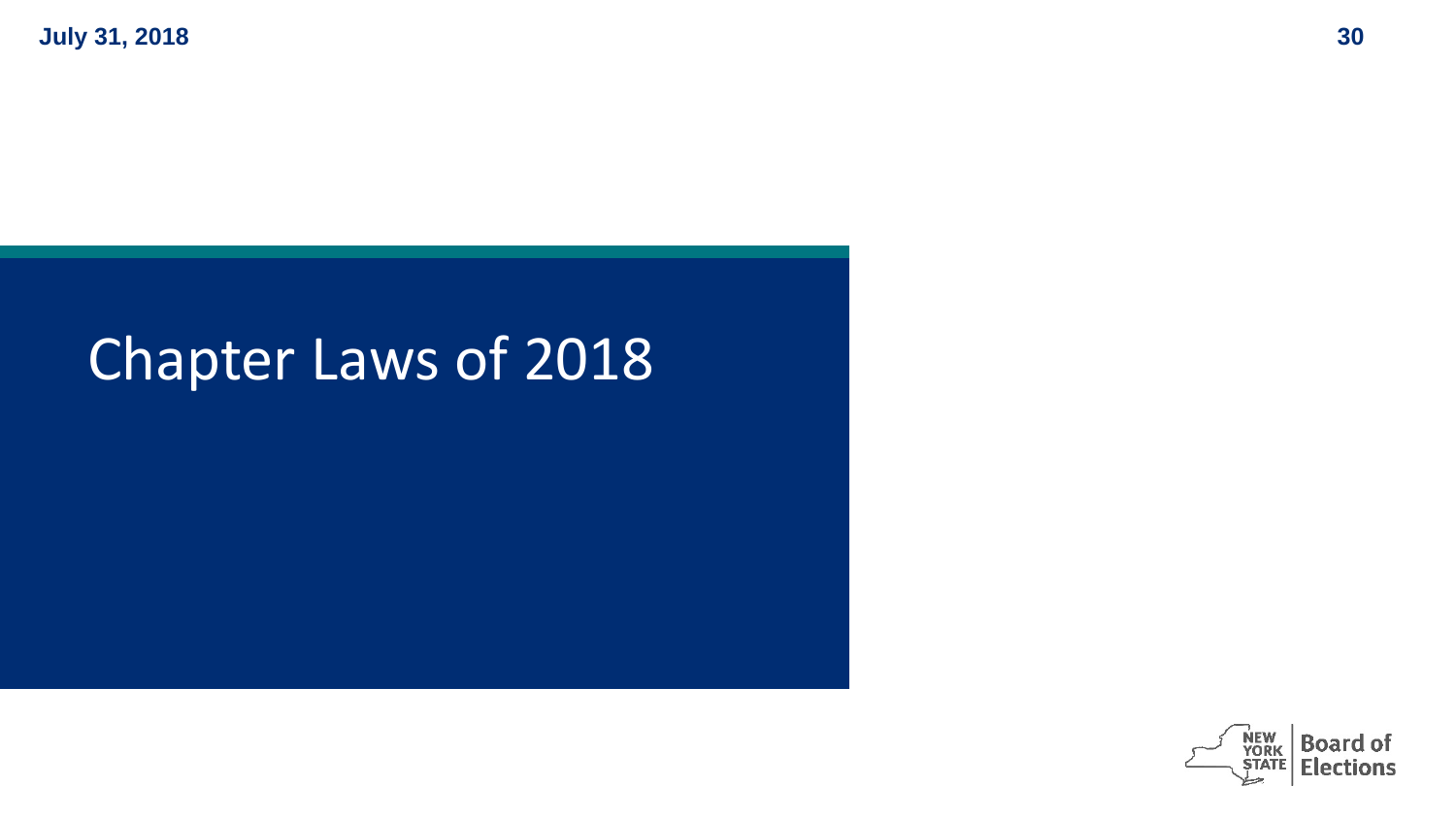# Chapter Laws of 2018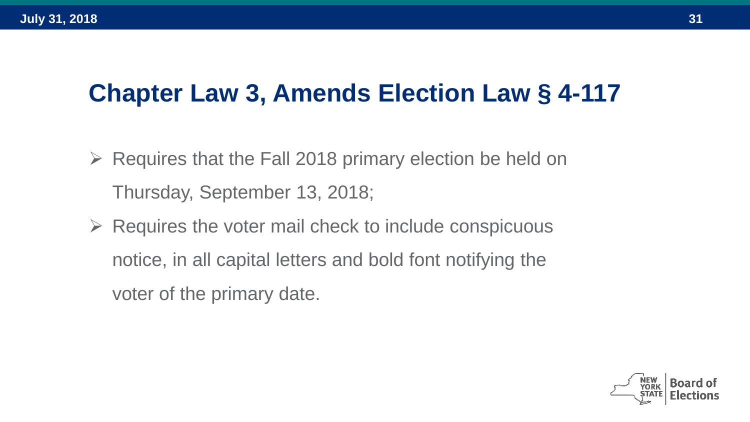# Chapter Law 3, Amends Election Law § 4-117

- Requires that the Fall 2018 primary election be held on Thursday, September 13, 2018;
- Requires the voter mail check to include conspicuous notice, in all capital letters and bold font notifying the voter of the primary date.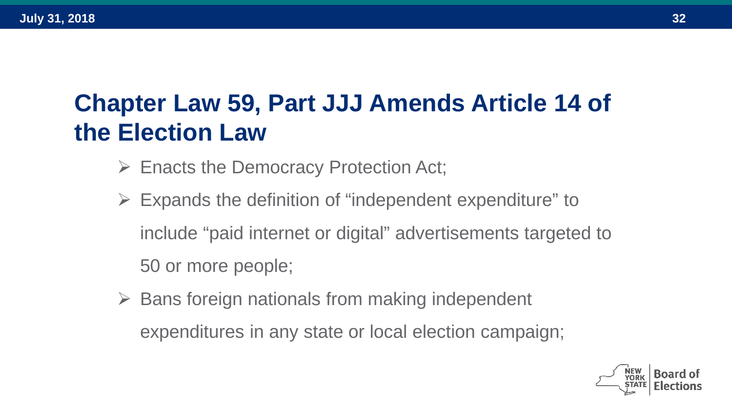# Chapter Law 59, Part JJJ Amends Article 14 of the Election Law

- Enacts the Democracy Protection Act;
- Expands the definition of “independent expenditure” to include “paid internet or digital” advertisements targeted to 50 or more people;
- Bans foreign nationals from making independent expenditures in any state or local election campaign;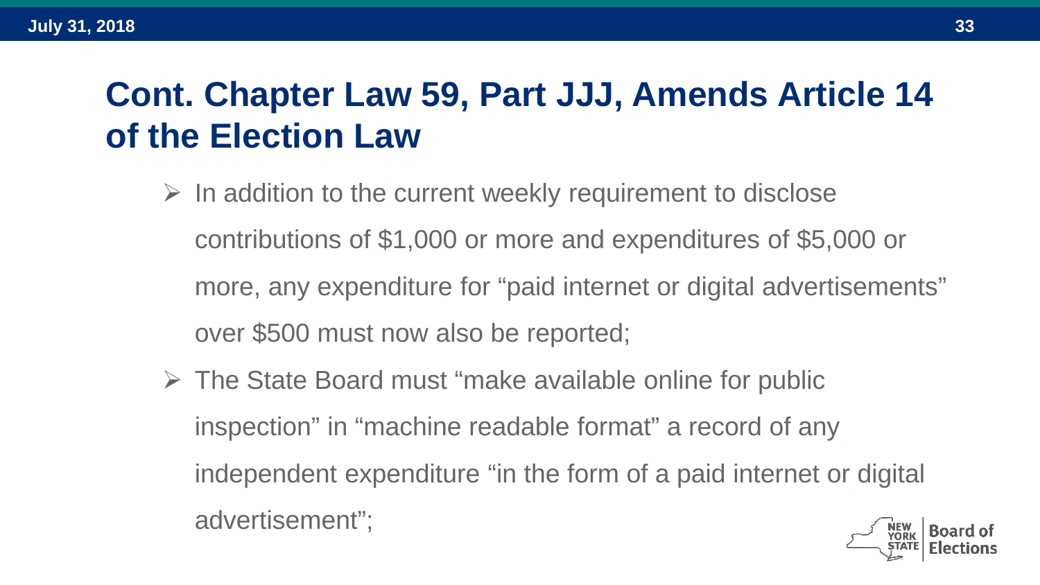## Cont. Chapter Law 59, Part JJJ, Amends Article 14 of the Election Law

- In addition to the current weekly requirement to disclose contributions of $1,000 or more and expenditures of $5,000 or more, any expenditure for "paid internet or digital advertisements" over $500 must now also be reported;
- The State Board must "make available online for public inspection" in "machine readable format" a record of any independent expenditure "in the form of a paid internet or digital advertisement";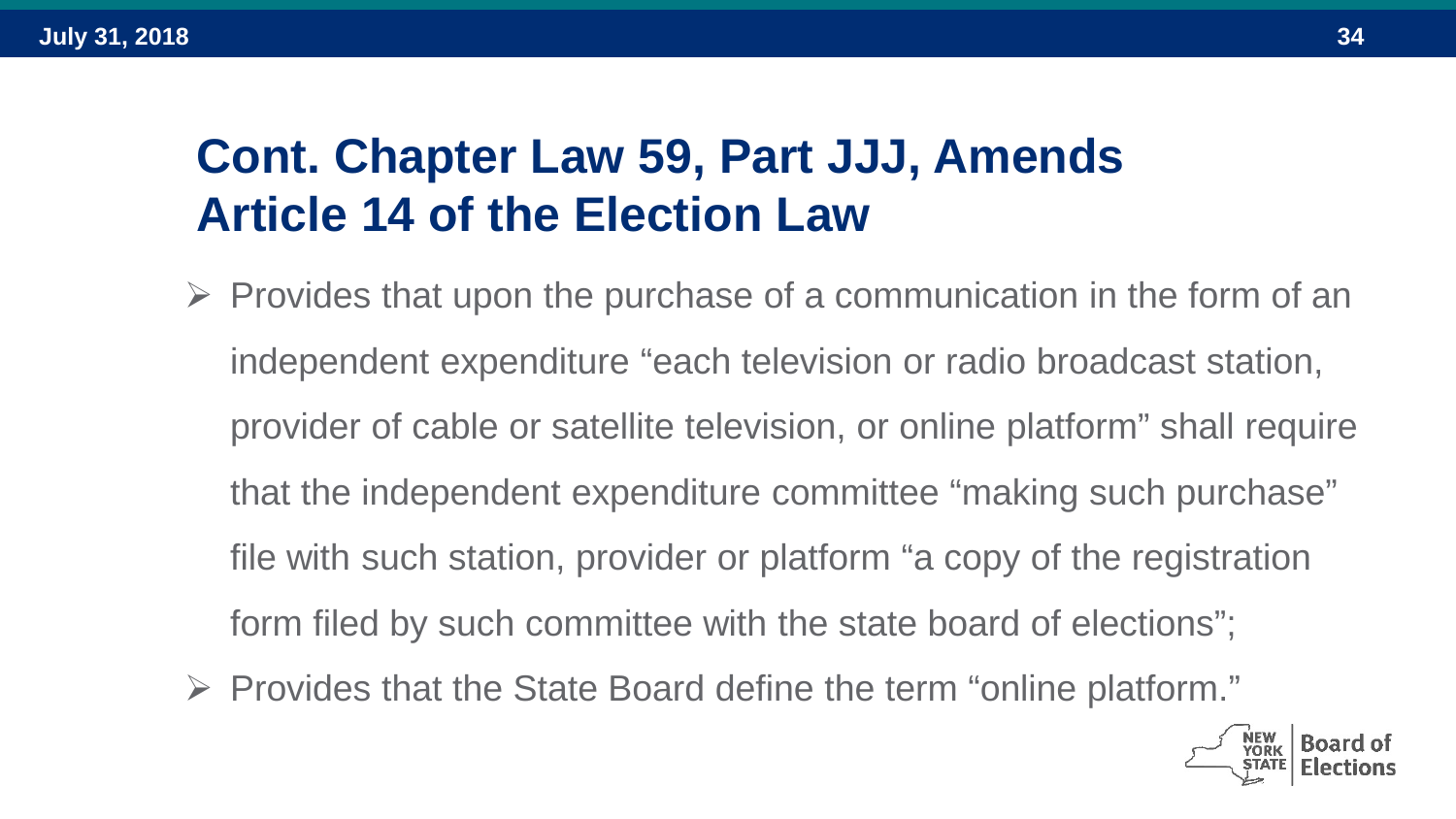## Cont. Chapter Law 59, Part JJJ, Amends Article 14 of the Election Law

- Provides that upon the purchase of a communication in the form of an independent expenditure “each television or radio broadcast station, provider of cable or satellite television, or online platform” shall require that the independent expenditure committee “making such purchase” file with such station, provider or platform “a copy of the registration form filed by such committee with the state board of elections”;
- Provides that the State Board define the term “online platform.”